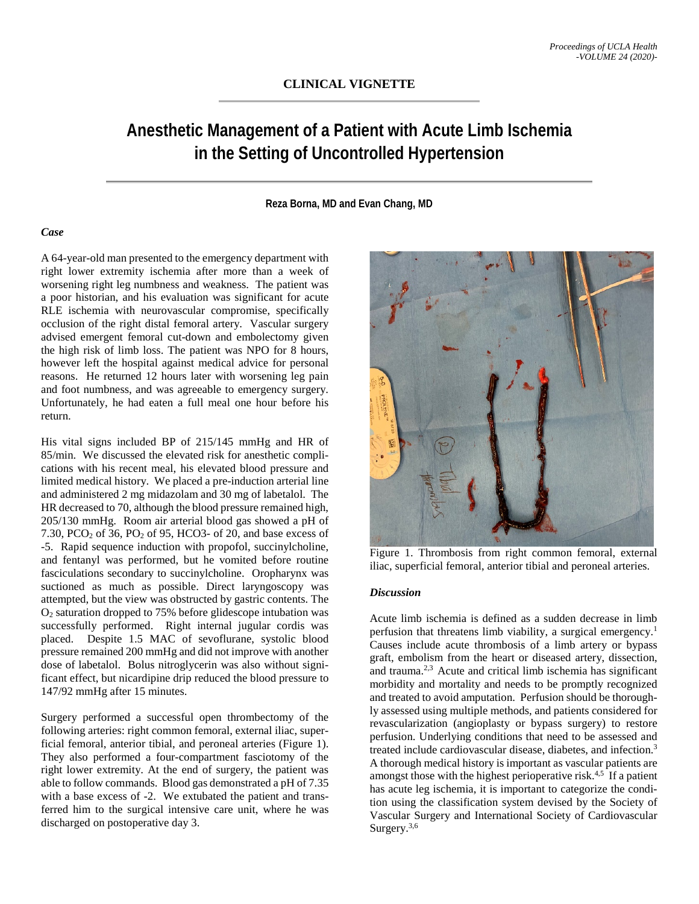**CLINICAL VIGNETTE**

# Anesthetic Management of a Patient with Acute Limb Ischemia in the Setting of Uncontrolled Hypertension

**Reza Borna, MD and Evan Chang, MD**

### *Case*

A 64-year-old man presented to the emergency department with right lower extremity ischemia after more than a week of worsening right leg numbness and weakness. The patient was a poor historian, and his evaluation was significant for acute RLE ischemia with neurovascular compromise, specifically occlusion of the right distal femoral artery. Vascular surgery advised emergent femoral cut-down and embolectomy given the high risk of limb loss. The patient was NPO for 8 hours, however left the hospital against medical advice for personal reasons. He returned 12 hours later with worsening leg pain and foot numbness, and was agreeable to emergency surgery. Unfortunately, he had eaten a full meal one hour before his return.

His vital signs included BP of 215/145 mmHg and HR of 85/min. We discussed the elevated risk for anesthetic complications with his recent meal, his elevated blood pressure and limited medical history. We placed a pre-induction arterial line and administered 2 mg midazolam and 30 mg of labetalol. The HR decreased to 70, although the blood pressure remained high, 205/130 mmHg. Room air arterial blood gas showed a pH of 7.30, $PCO_2$ of 36, $PO_2$ of 95, HCO3- of 20, and base excess of -5. Rapid sequence induction with propofol, succinylcholine, and fentanyl was performed, but he vomited before routine fasciculations secondary to succinylcholine. Oropharynx was suctioned as much as possible. Direct laryngoscopy was attempted, but the view was obstructed by gastric contents. The $O_2$ saturation dropped to 75% before glidescope intubation was successfully performed. Right internal jugular cordis was placed. Despite 1.5 MAC of sevoflurane, systolic blood pressure remained 200 mmHg and did not improve with another dose of labetalol. Bolus nitroglycerin was also without significant effect, but nicardipine drip reduced the blood pressure to 147/92 mmHg after 15 minutes.

Surgery performed a successful open thrombectomy of the following arteries: right common femoral, external iliac, superficial femoral, anterior tibial, and peroneal arteries (Figure 1). They also performed a four-compartment fasciotomy of the right lower extremity. At the end of surgery, the patient was able to follow commands. Blood gas demonstrated a pH of 7.35 with a base excess of -2. We extubated the patient and transferred him to the surgical intensive care unit, where he was discharged on postoperative day 3.

Figure 1. Thrombosis from right common femoral, external iliac, superficial femoral, anterior tibial and peroneal arteries.

### *Discussion*

Acute limb ischemia is defined as a sudden decrease in limb perfusion that threatens limb viability, a surgical emergency.[1] Causes include acute thrombosis of a limb artery or bypass graft, embolism from the heart or diseased artery, dissection, and trauma.[2,3] Acute and critical limb ischemia has significant morbidity and mortality and needs to be promptly recognized and treated to avoid amputation. Perfusion should be thoroughly assessed using multiple methods, and patients considered for revascularization (angioplasty or bypass surgery) to restore perfusion. Underlying conditions that need to be assessed and treated include cardiovascular disease, diabetes, and infection.[3] A thorough medical history is important as vascular patients are amongst those with the highest perioperative risk.[4,5] If a patient has acute leg ischemia, it is important to categorize the condition using the classification system devised by the Society of Vascular Surgery and International Society of Cardiovascular Surgery.[3,6]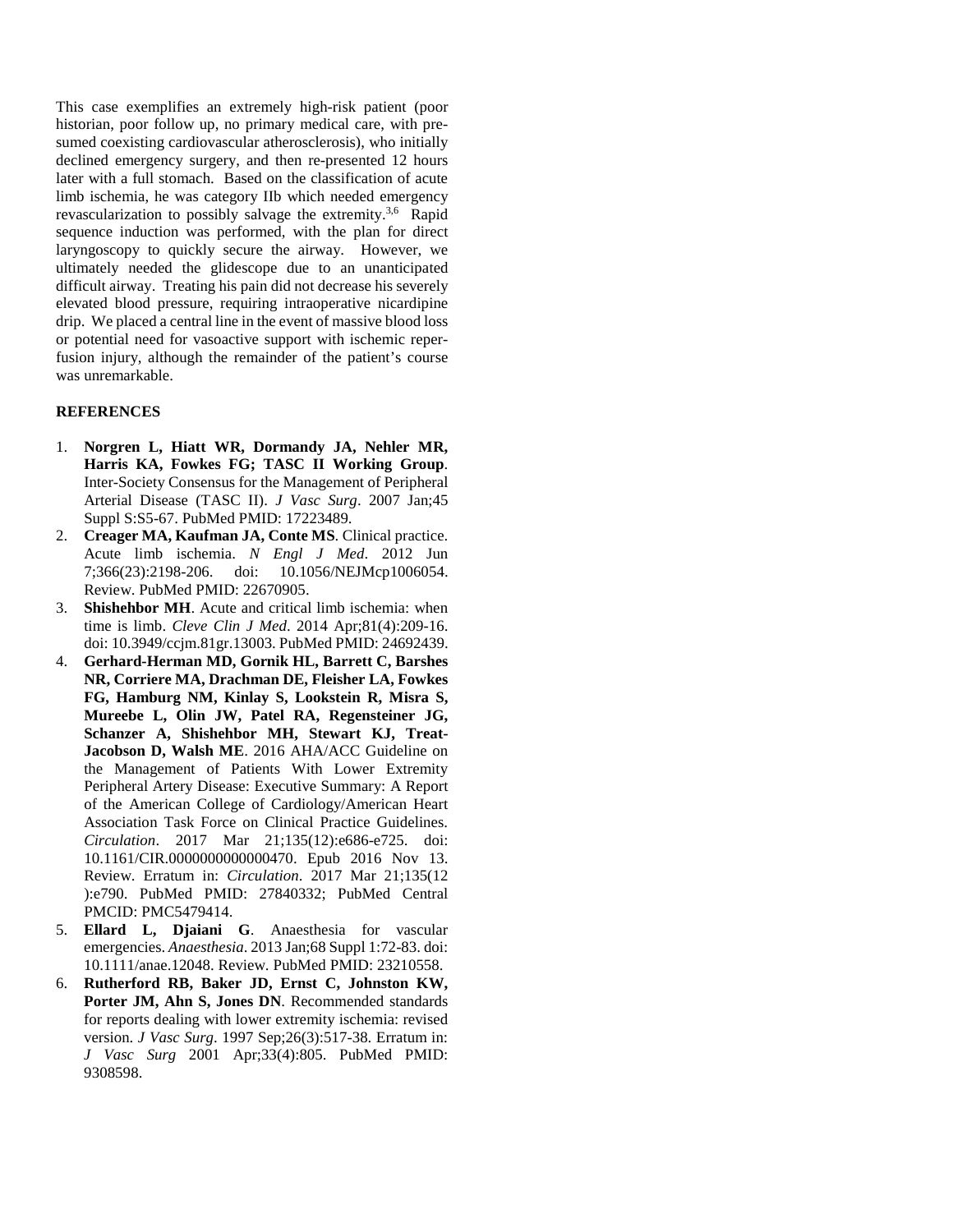This case exemplifies an extremely high-risk patient (poor historian, poor follow up, no primary medical care, with presumed coexisting cardiovascular atherosclerosis), who initially declined emergency surgery, and then re-presented 12 hours later with a full stomach. Based on the classification of acute limb ischemia, he was category IIb which needed emergency revascularization to possibly salvage the extremity.[3,6] Rapid sequence induction was performed, with the plan for direct laryngoscopy to quickly secure the airway. However, we ultimately needed the glidescope due to an unanticipated difficult airway. Treating his pain did not decrease his severely elevated blood pressure, requiring intraoperative nicardipine drip. We placed a central line in the event of massive blood loss or potential need for vasoactive support with ischemic reperfusion injury, although the remainder of the patient's course was unremarkable.

## REFERENCES

1. **Norgren L, Hiatt WR, Dormandy JA, Nehler MR, Harris KA, Fowkes FG; TASC II Working Group**. Inter-Society Consensus for the Management of Peripheral Arterial Disease (TASC II). *J Vasc Surg*. 2007 Jan;45 Suppl S:S5-67. PubMed PMID: 17223489.
2. **Creager MA, Kaufman JA, Conte MS**. Clinical practice. Acute limb ischemia. *N Engl J Med*. 2012 Jun 7;366(23):2198-206. doi: 10.1056/NEJMcp1006054. Review. PubMed PMID: 22670905.
3. **Shishehbor MH**. Acute and critical limb ischemia: when time is limb. *Cleve Clin J Med*. 2014 Apr;81(4):209-16. doi: 10.3949/ccjm.81gr.13003. PubMed PMID: 24692439.
4. **Gerhard-Herman MD, Gornik HL, Barrett C, Barshes NR, Corriere MA, Drachman DE, Fleisher LA, Fowkes FG, Hamburg NM, Kinlay S, Lookstein R, Misra S, Mureebe L, Olin JW, Patel RA, Regensteiner JG, Schanzer A, Shishehbor MH, Stewart KJ, Treat-Jacobson D, Walsh ME**. 2016 AHA/ACC Guideline on the Management of Patients With Lower Extremity Peripheral Artery Disease: Executive Summary: A Report of the American College of Cardiology/American Heart Association Task Force on Clinical Practice Guidelines. *Circulation*. 2017 Mar 21;135(12):e686-e725. doi: 10.1161/CIR.0000000000000470. Epub 2016 Nov 13. Review. Erratum in: *Circulation*. 2017 Mar 21;135(12):e790. PubMed PMID: 27840332; PubMed Central PMCID: PMC5479414.
5. **Ellard L, Djaiani G**. Anaesthesia for vascular emergencies. *Anaesthesia*. 2013 Jan;68 Suppl 1:72-83. doi: 10.1111/anae.12048. Review. PubMed PMID: 23210558.
6. **Rutherford RB, Baker JD, Ernst C, Johnston KW, Porter JM, Ahn S, Jones DN**. Recommended standards for reports dealing with lower extremity ischemia: revised version. *J Vasc Surg*. 1997 Sep;26(3):517-38. Erratum in: *J Vasc Surg* 2001 Apr;33(4):805. PubMed PMID: 9308598.